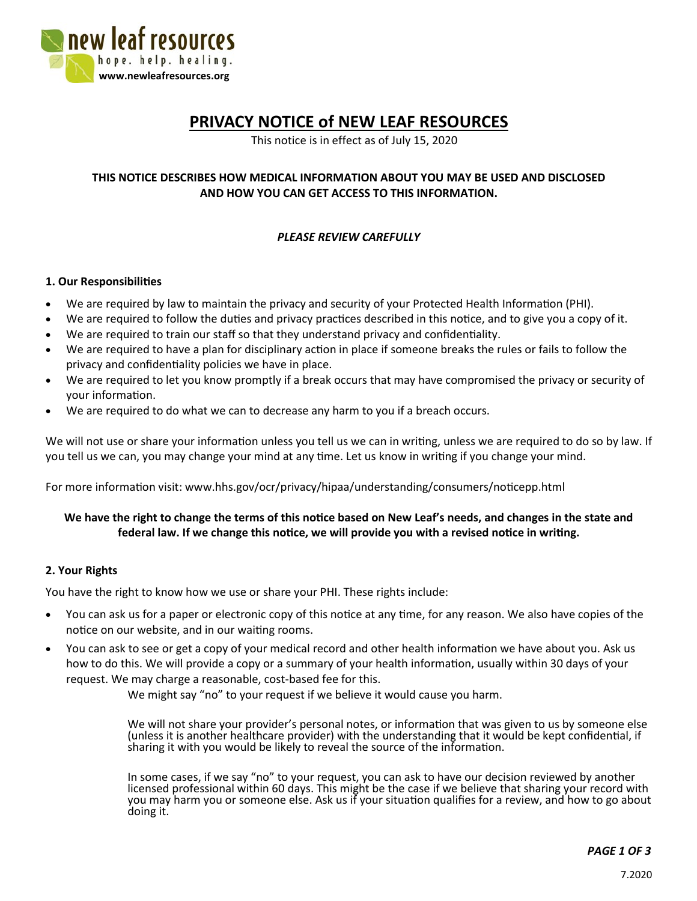**new leaf resources**

hope. help. healing.

**www.newleafresources.org**

# PRIVACY NOTICE of NEW LEAF RESOURCES

This notice is in effect as of July 15, 2020

**THIS NOTICE DESCRIBES HOW MEDICAL INFORMATION ABOUT YOU MAY BE USED AND DISCLOSED AND HOW YOU CAN GET ACCESS TO THIS INFORMATION.**

***PLEASE REVIEW CAREFULLY***

### 1. Our Responsibilities

- We are required by law to maintain the privacy and security of your Protected Health Information (PHI).
- We are required to follow the duties and privacy practices described in this notice, and to give you a copy of it.
- We are required to train our staff so that they understand privacy and confidentiality.
- We are required to have a plan for disciplinary action in place if someone breaks the rules or fails to follow the privacy and confidentiality policies we have in place.
- We are required to let you know promptly if a break occurs that may have compromised the privacy or security of your information.
- We are required to do what we can to decrease any harm to you if a breach occurs.

We will not use or share your information unless you tell us we can in writing, unless we are required to do so by law. If you tell us we can, you may change your mind at any time. Let us know in writing if you change your mind.

For more information visit: www.hhs.gov/ocr/privacy/hipaa/understanding/consumers/noticepp.html

**We have the right to change the terms of this notice based on New Leaf's needs, and changes in the state and federal law. If we change this notice, we will provide you with a revised notice in writing.**

### 2. Your Rights

You have the right to know how we use or share your PHI. These rights include:

- You can ask us for a paper or electronic copy of this notice at any time, for any reason. We also have copies of the notice on our website, and in our waiting rooms.
- You can ask to see or get a copy of your medical record and other health information we have about you. Ask us how to do this. We will provide a copy or a summary of your health information, usually within 30 days of your request. We may charge a reasonable, cost-based fee for this.

    We might say "no" to your request if we believe it would cause you harm.

    We will not share your provider's personal notes, or information that was given to us by someone else (unless it is another healthcare provider) with the understanding that it would be kept confidential, if sharing it with you would be likely to reveal the source of the information.

    In some cases, if we say "no" to your request, you can ask to have our decision reviewed by another licensed professional within 60 days. This might be the case if we believe that sharing your record with you may harm you or someone else. Ask us if your situation qualifies for a review, and how to go about doing it.

7.2020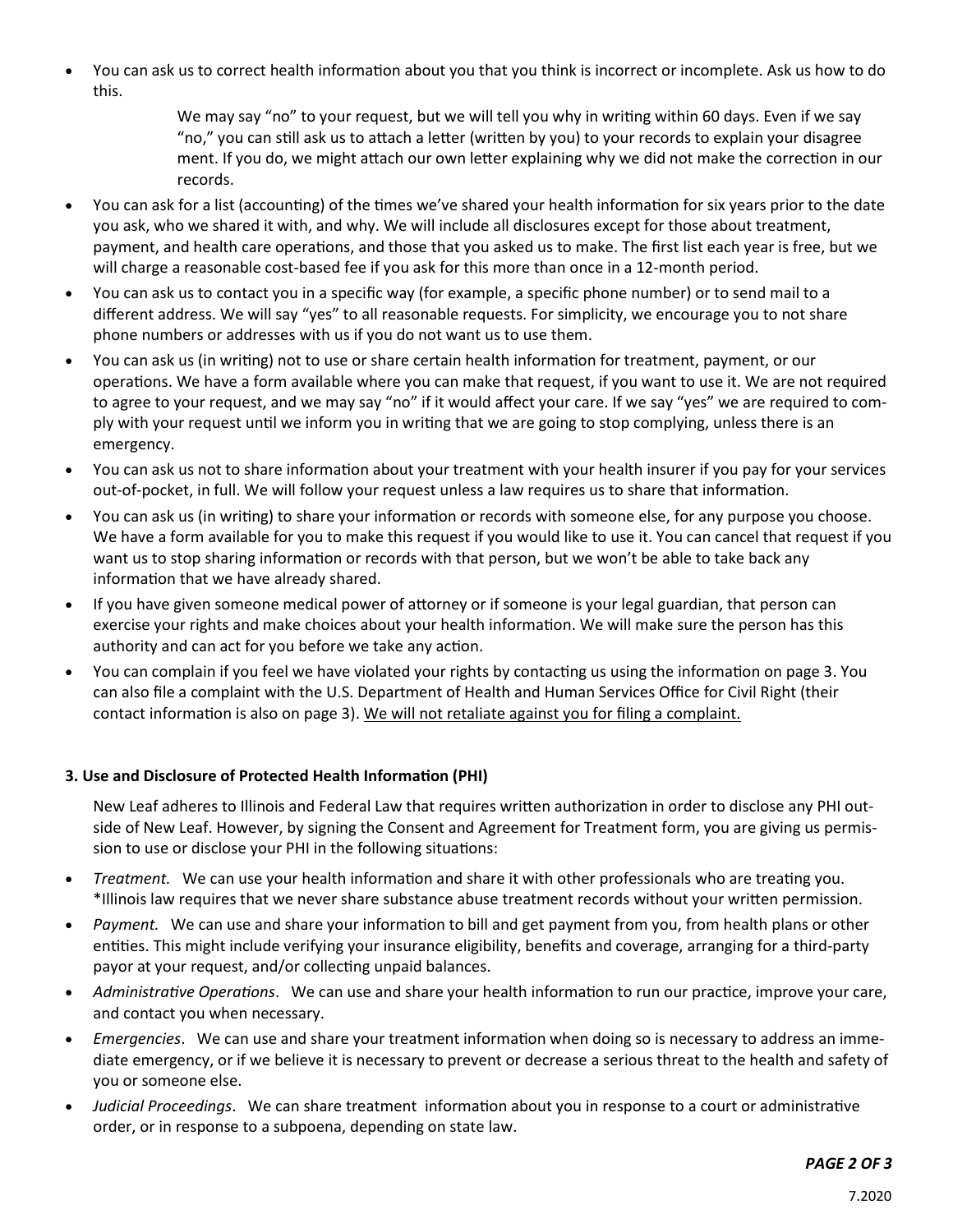- You can ask us to correct health information about you that you think is incorrect or incomplete. Ask us how to do this.

  We may say "no" to your request, but we will tell you why in writing within 60 days. Even if we say "no," you can still ask us to attach a letter (written by you) to your records to explain your disagree ment. If you do, we might attach our own letter explaining why we did not make the correction in our records.

- You can ask for a list (accounting) of the times we've shared your health information for six years prior to the date you ask, who we shared it with, and why. We will include all disclosures except for those about treatment, payment, and health care operations, and those that you asked us to make. The first list each year is free, but we will charge a reasonable cost-based fee if you ask for this more than once in a 12-month period.
- You can ask us to contact you in a specific way (for example, a specific phone number) or to send mail to a different address. We will say "yes" to all reasonable requests. For simplicity, we encourage you to not share phone numbers or addresses with us if you do not want us to use them.
- You can ask us (in writing) not to use or share certain health information for treatment, payment, or our operations. We have a form available where you can make that request, if you want to use it. We are not required to agree to your request, and we may say "no" if it would affect your care. If we say "yes" we are required to comply with your request until we inform you in writing that we are going to stop complying, unless there is an emergency.
- You can ask us not to share information about your treatment with your health insurer if you pay for your services out-of-pocket, in full. We will follow your request unless a law requires us to share that information.
- You can ask us (in writing) to share your information or records with someone else, for any purpose you choose. We have a form available for you to make this request if you would like to use it. You can cancel that request if you want us to stop sharing information or records with that person, but we won't be able to take back any information that we have already shared.
- If you have given someone medical power of attorney or if someone is your legal guardian, that person can exercise your rights and make choices about your health information. We will make sure the person has this authority and can act for you before we take any action.
- You can complain if you feel we have violated your rights by contacting us using the information on page 3. You can also file a complaint with the U.S. Department of Health and Human Services Office for Civil Right (their contact information is also on page 3). <u>We will not retaliate against you for filing a complaint.</u>

**3. Use and Disclosure of Protected Health Information (PHI)**

New Leaf adheres to Illinois and Federal Law that requires written authorization in order to disclose any PHI outside of New Leaf. However, by signing the Consent and Agreement for Treatment form, you are giving us permission to use or disclose your PHI in the following situations:

- *Treatment.* We can use your health information and share it with other professionals who are treating you. *Illinois law requires that we never share substance abuse treatment records without your written permission.
- *Payment.* We can use and share your information to bill and get payment from you, from health plans or other entities. This might include verifying your insurance eligibility, benefits and coverage, arranging for a third-party payor at your request, and/or collecting unpaid balances.
- *Administrative Operations*. We can use and share your health information to run our practice, improve your care, and contact you when necessary.
- *Emergencies*. We can use and share your treatment information when doing so is necessary to address an immediate emergency, or if we believe it is necessary to prevent or decrease a serious threat to the health and safety of you or someone else.
- *Judicial Proceedings*. We can share treatment information about you in response to a court or administrative order, or in response to a subpoena, depending on state law.

7.2020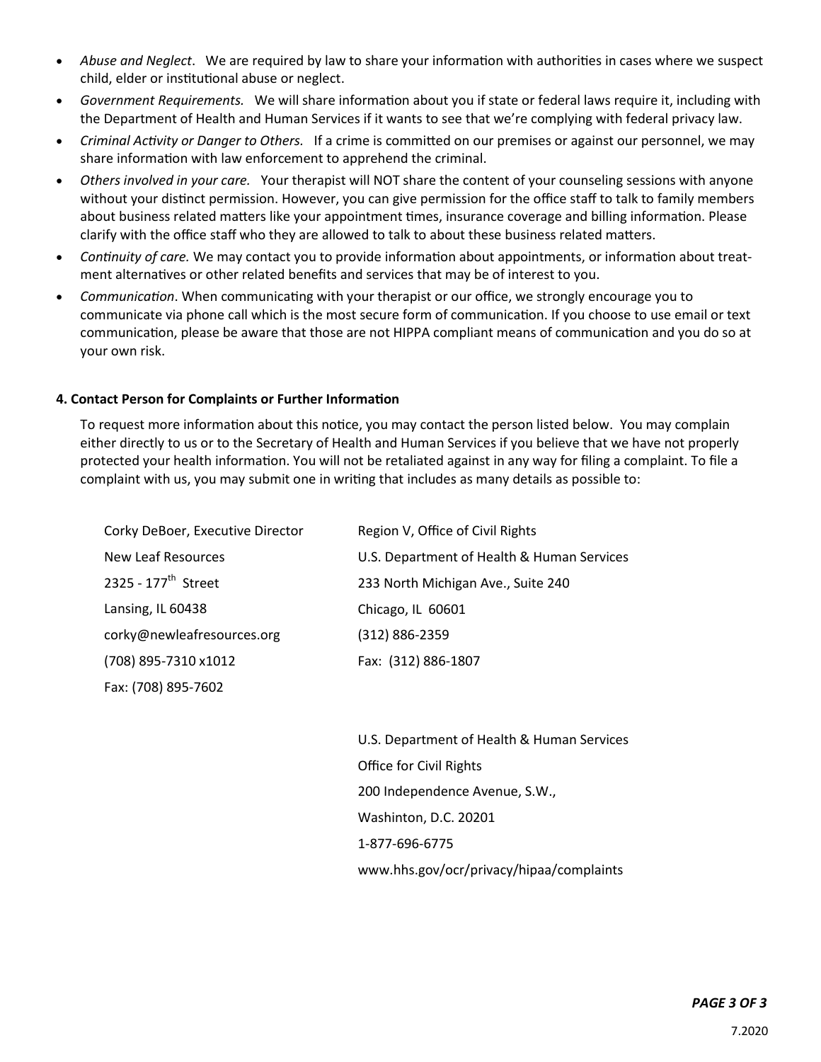- *Abuse and Neglect*. We are required by law to share your information with authorities in cases where we suspect child, elder or institutional abuse or neglect.
- *Government Requirements.* We will share information about you if state or federal laws require it, including with the Department of Health and Human Services if it wants to see that we're complying with federal privacy law.
- *Criminal Activity or Danger to Others.* If a crime is committed on our premises or against our personnel, we may share information with law enforcement to apprehend the criminal.
- *Others involved in your care.* Your therapist will NOT share the content of your counseling sessions with anyone without your distinct permission. However, you can give permission for the office staff to talk to family members about business related matters like your appointment times, insurance coverage and billing information. Please clarify with the office staff who they are allowed to talk to about these business related matters.
- *Continuity of care.* We may contact you to provide information about appointments, or information about treatment alternatives or other related benefits and services that may be of interest to you.
- *Communication*. When communicating with your therapist or our office, we strongly encourage you to communicate via phone call which is the most secure form of communication. If you choose to use email or text communication, please be aware that those are not HIPPA compliant means of communication and you do so at your own risk.

**4. Contact Person for Complaints or Further Information**

To request more information about this notice, you may contact the person listed below. You may complain either directly to us or to the Secretary of Health and Human Services if you believe that we have not properly protected your health information. You will not be retaliated against in any way for filing a complaint. To file a complaint with us, you may submit one in writing that includes as many details as possible to:

Corky DeBoer, Executive Director
New Leaf Resources
2325 - 177th Street
Lansing, IL 60438
corky@newleafresources.org
(708) 895-7310 x1012
Fax: (708) 895-7602

Region V, Office of Civil Rights
U.S. Department of Health & Human Services
233 North Michigan Ave., Suite 240
Chicago, IL 60601
(312) 886-2359
Fax: (312) 886-1807

U.S. Department of Health & Human Services
Office for Civil Rights
200 Independence Avenue, S.W.,
Washinton, D.C. 20201
1-877-696-6775
www.hhs.gov/ocr/privacy/hipaa/complaints

7.2020